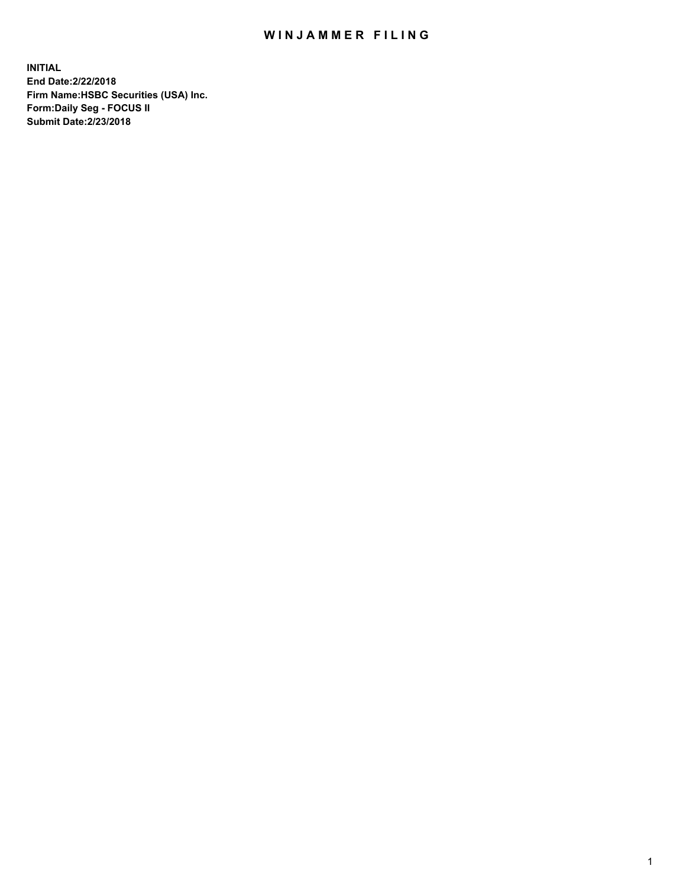# WINJAMMER FILING

**INITIAL**
**End Date:2/22/2018**
**Firm Name:HSBC Securities (USA) Inc.**
**Form:Daily Seg - FOCUS II**
**Submit Date:2/23/2018**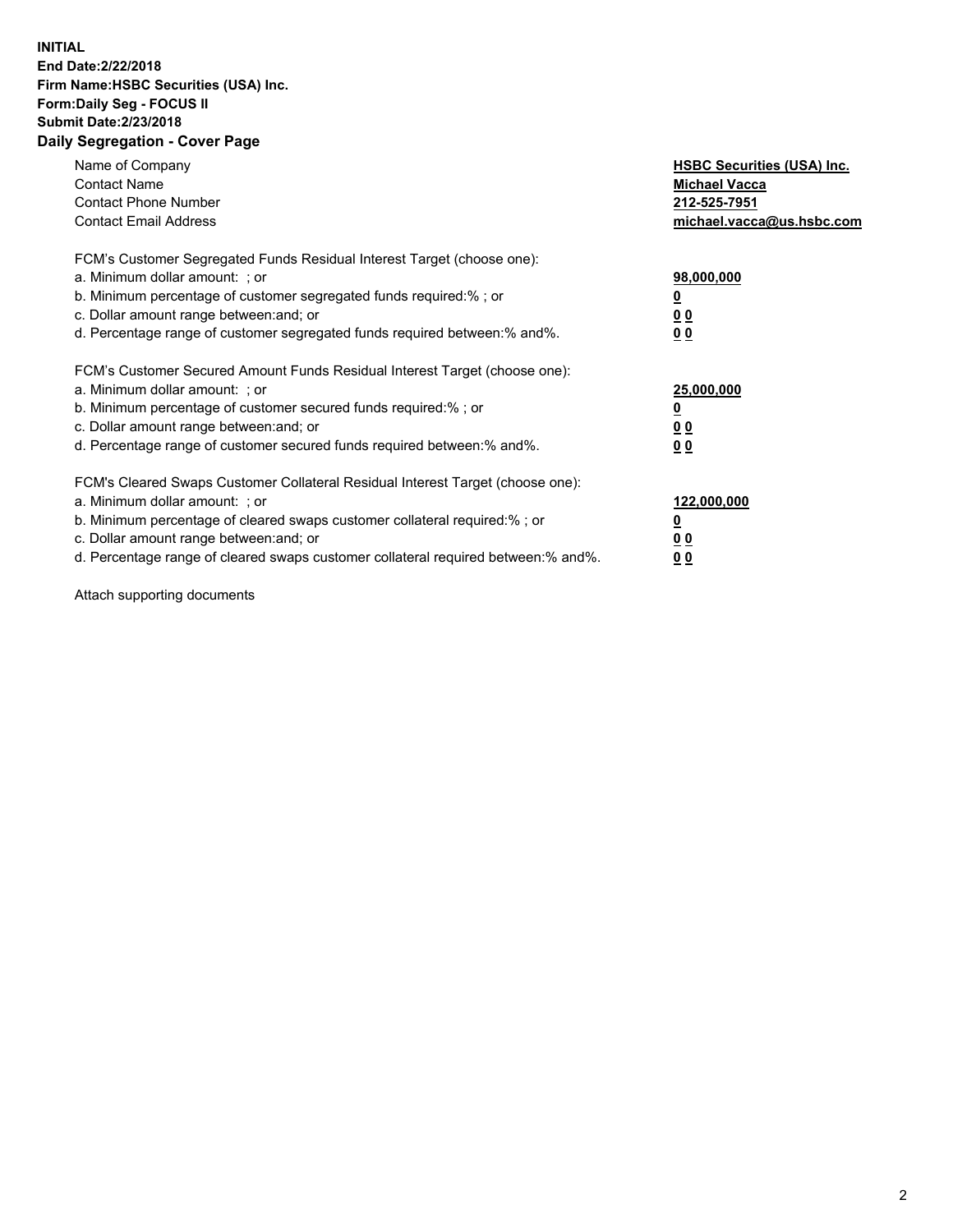**INITIAL**
**End Date:2/22/2018**
**Firm Name:HSBC Securities (USA) Inc.**
**Form:Daily Seg - FOCUS II**
**Submit Date:2/23/2018**

## Daily Segregation - Cover Page

| | |
|---|---|
| Name of Company | **HSBC Securities (USA) Inc.** |
| Contact Name | **Michael Vacca** |
| Contact Phone Number | **212-525-7951** |
| Contact Email Address | **michael.vacca@us.hsbc.com** |

| | |
|---|---|
| FCM's Customer Segregated Funds Residual Interest Target (choose one): | |
| a. Minimum dollar amount: ; or | **98,000,000** |
| b. Minimum percentage of customer segregated funds required:% ; or | **0** |
| c. Dollar amount range between:and; or | **0 0** |
| d. Percentage range of customer segregated funds required between:% and%. | **0 0** |

| | |
|---|---|
| FCM's Customer Secured Amount Funds Residual Interest Target (choose one): | |
| a. Minimum dollar amount: ; or | **25,000,000** |
| b. Minimum percentage of customer secured funds required:% ; or | **0** |
| c. Dollar amount range between:and; or | **0 0** |
| d. Percentage range of customer secured funds required between:% and%. | **0 0** |

| | |
|---|---|
| FCM's Cleared Swaps Customer Collateral Residual Interest Target (choose one): | |
| a. Minimum dollar amount: ; or | **122,000,000** |
| b. Minimum percentage of cleared swaps customer collateral required:% ; or | **0** |
| c. Dollar amount range between:and; or | **0 0** |
| d. Percentage range of cleared swaps customer collateral required between:% and%. | **0 0** |

Attach supporting documents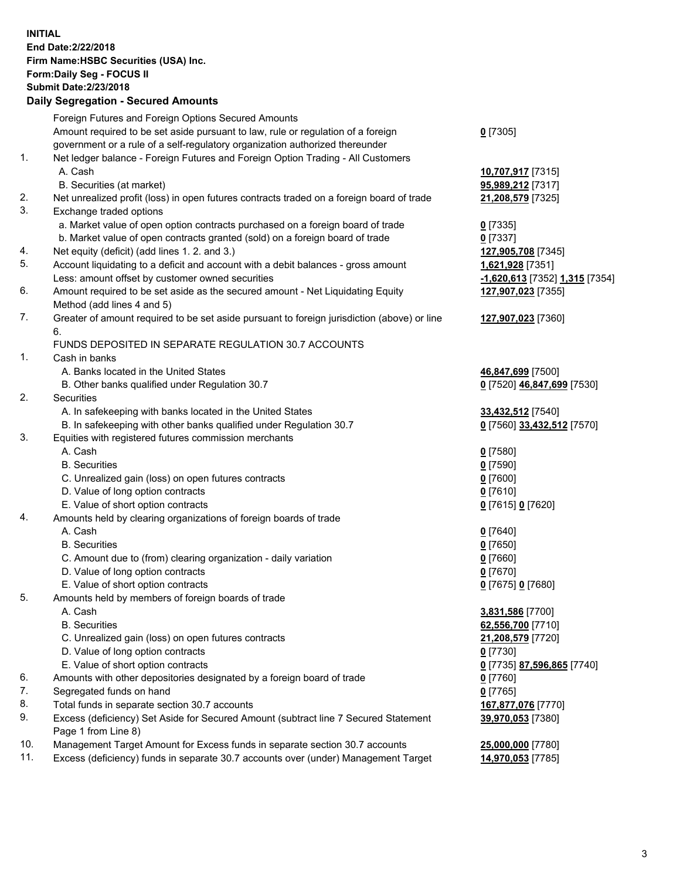**INITIAL**
**End Date:2/22/2018**
**Firm Name:HSBC Securities (USA) Inc.**
**Form:Daily Seg - FOCUS II**
**Submit Date:2/23/2018**

**Daily Segregation - Secured Amounts**

| | | |
|---|---|---|
| | Foreign Futures and Foreign Options Secured Amounts | |
| | Amount required to be set aside pursuant to law, rule or regulation of a foreign government or a rule of a self-regulatory organization authorized thereunder | **0** [7305] |
| 1. | Net ledger balance - Foreign Futures and Foreign Option Trading - All Customers | |
| | A. Cash | **10,707,917** [7315] |
| | B. Securities (at market) | **95,989,212** [7317] |
| 2. | Net unrealized profit (loss) in open futures contracts traded on a foreign board of trade | **21,208,579** [7325] |
| 3. | Exchange traded options | |
| | a. Market value of open option contracts purchased on a foreign board of trade | **0** [7335] |
| | b. Market value of open contracts granted (sold) on a foreign board of trade | **0** [7337] |
| 4. | Net equity (deficit) (add lines 1. 2. and 3.) | **127,905,708** [7345] |
| 5. | Account liquidating to a deficit and account with a debit balances - gross amount | **1,621,928** [7351] |
| | Less: amount offset by customer owned securities | **-1,620,613** [7352] **1,315** [7354] |
| 6. | Amount required to be set aside as the secured amount - Net Liquidating Equity Method (add lines 4 and 5) | **127,907,023** [7355] |
| 7. | Greater of amount required to be set aside pursuant to foreign jurisdiction (above) or line 6. | **127,907,023** [7360] |
| | FUNDS DEPOSITED IN SEPARATE REGULATION 30.7 ACCOUNTS | |
| 1. | Cash in banks | |
| | A. Banks located in the United States | **46,847,699** [7500] |
| | B. Other banks qualified under Regulation 30.7 | **0** [7520] **46,847,699** [7530] |
| 2. | Securities | |
| | A. In safekeeping with banks located in the United States | **33,432,512** [7540] |
| | B. In safekeeping with other banks qualified under Regulation 30.7 | **0** [7560] **33,432,512** [7570] |
| 3. | Equities with registered futures commission merchants | |
| | A. Cash | **0** [7580] |
| | B. Securities | **0** [7590] |
| | C. Unrealized gain (loss) on open futures contracts | **0** [7600] |
| | D. Value of long option contracts | **0** [7610] |
| | E. Value of short option contracts | **0** [7615] **0** [7620] |
| 4. | Amounts held by clearing organizations of foreign boards of trade | |
| | A. Cash | **0** [7640] |
| | B. Securities | **0** [7650] |
| | C. Amount due to (from) clearing organization - daily variation | **0** [7660] |
| | D. Value of long option contracts | **0** [7670] |
| | E. Value of short option contracts | **0** [7675] **0** [7680] |
| 5. | Amounts held by members of foreign boards of trade | |
| | A. Cash | **3,831,586** [7700] |
| | B. Securities | **62,556,700** [7710] |
| | C. Unrealized gain (loss) on open futures contracts | **21,208,579** [7720] |
| | D. Value of long option contracts | **0** [7730] |
| | E. Value of short option contracts | **0** [7735] **87,596,865** [7740] |
| 6. | Amounts with other depositories designated by a foreign board of trade | **0** [7760] |
| 7. | Segregated funds on hand | **0** [7765] |
| 8. | Total funds in separate section 30.7 accounts | **167,877,076** [7770] |
| 9. | Excess (deficiency) Set Aside for Secured Amount (subtract line 7 Secured Statement Page 1 from Line 8) | **39,970,053** [7380] |
| 10. | Management Target Amount for Excess funds in separate section 30.7 accounts | **25,000,000** [7780] |
| 11. | Excess (deficiency) funds in separate 30.7 accounts over (under) Management Target | **14,970,053** [7785] |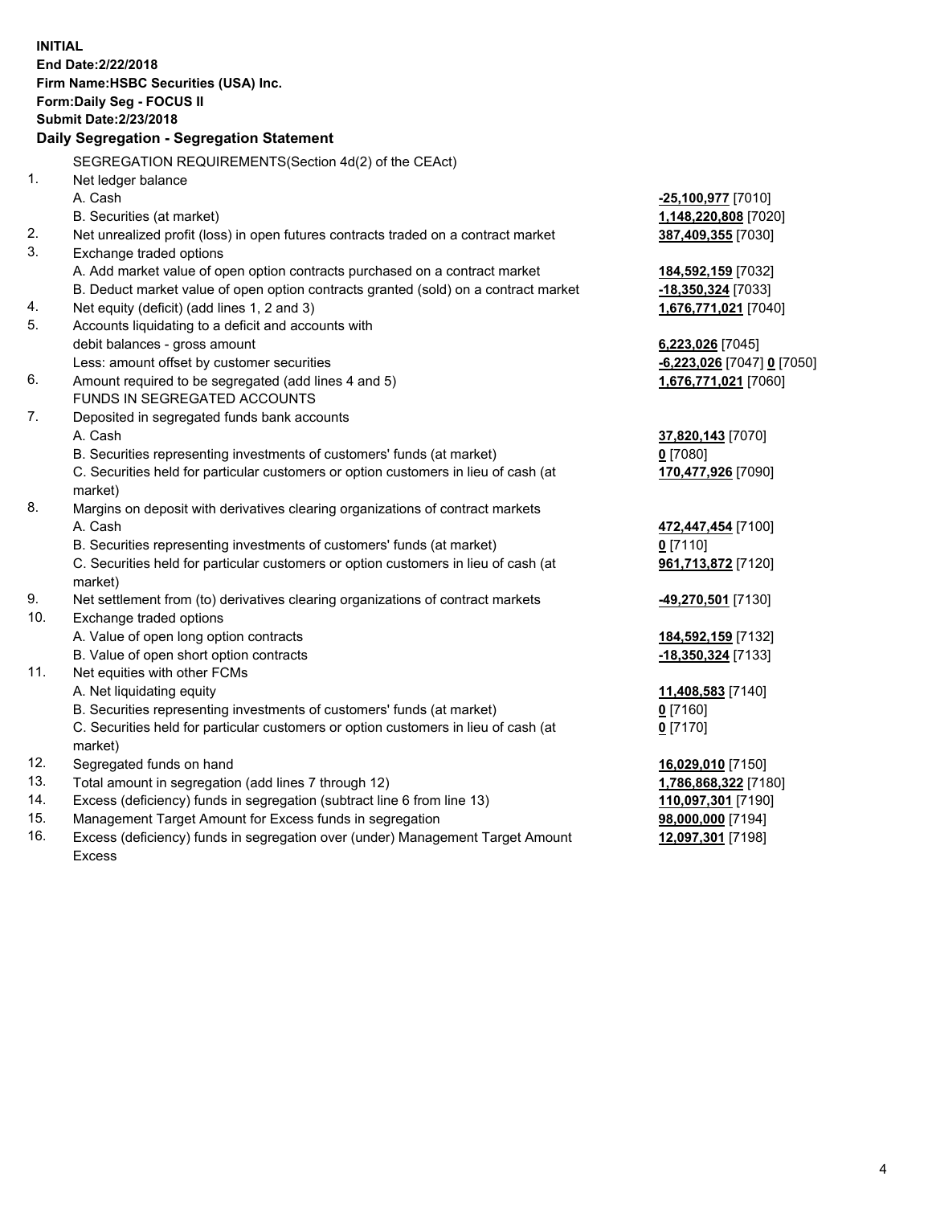**INITIAL**
**End Date:2/22/2018**
**Firm Name:HSBC Securities (USA) Inc.**
**Form:Daily Seg - FOCUS II**
**Submit Date:2/23/2018**

## Daily Segregation - Segregation Statement

SEGREGATION REQUIREMENTS(Section 4d(2) of the CEAct)

| | | |
|---|---|---|
| 1. | Net ledger balance | |
| | A. Cash | **-25,100,977** [7010] |
| | B. Securities (at market) | **1,148,220,808** [7020] |
| 2. | Net unrealized profit (loss) in open futures contracts traded on a contract market | **387,409,355** [7030] |
| 3. | Exchange traded options | |
| | A. Add market value of open option contracts purchased on a contract market | **184,592,159** [7032] |
| | B. Deduct market value of open option contracts granted (sold) on a contract market | **-18,350,324** [7033] |
| 4. | Net equity (deficit) (add lines 1, 2 and 3) | **1,676,771,021** [7040] |
| 5. | Accounts liquidating to a deficit and accounts with | |
| | debit balances - gross amount | **6,223,026** [7045] |
| | Less: amount offset by customer securities | **-6,223,026** [7047] **0** [7050] |
| 6. | Amount required to be segregated (add lines 4 and 5) | **1,676,771,021** [7060] |
| | FUNDS IN SEGREGATED ACCOUNTS | |
| 7. | Deposited in segregated funds bank accounts | |
| | A. Cash | **37,820,143** [7070] |
| | B. Securities representing investments of customers' funds (at market) | **0** [7080] |
| | C. Securities held for particular customers or option customers in lieu of cash (at market) | **170,477,926** [7090] |
| 8. | Margins on deposit with derivatives clearing organizations of contract markets | |
| | A. Cash | **472,447,454** [7100] |
| | B. Securities representing investments of customers' funds (at market) | **0** [7110] |
| | C. Securities held for particular customers or option customers in lieu of cash (at market) | **961,713,872** [7120] |
| 9. | Net settlement from (to) derivatives clearing organizations of contract markets | **-49,270,501** [7130] |
| 10. | Exchange traded options | |
| | A. Value of open long option contracts | **184,592,159** [7132] |
| | B. Value of open short option contracts | **-18,350,324** [7133] |
| 11. | Net equities with other FCMs | |
| | A. Net liquidating equity | **11,408,583** [7140] |
| | B. Securities representing investments of customers' funds (at market) | **0** [7160] |
| | C. Securities held for particular customers or option customers in lieu of cash (at market) | **0** [7170] |
| 12. | Segregated funds on hand | **16,029,010** [7150] |
| 13. | Total amount in segregation (add lines 7 through 12) | **1,786,868,322** [7180] |
| 14. | Excess (deficiency) funds in segregation (subtract line 6 from line 13) | **110,097,301** [7190] |
| 15. | Management Target Amount for Excess funds in segregation | **98,000,000** [7194] |
| 16. | Excess (deficiency) funds in segregation over (under) Management Target Amount Excess | **12,097,301** [7198] |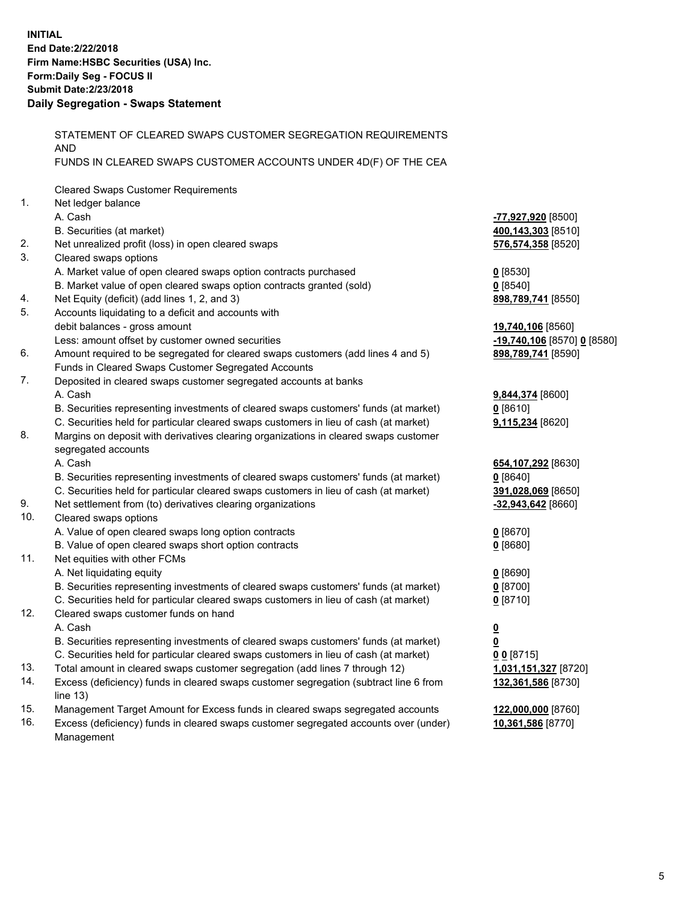**INITIAL**
**End Date:2/22/2018**
**Firm Name:HSBC Securities (USA) Inc.**
**Form:Daily Seg - FOCUS II**
**Submit Date:2/23/2018**
**Daily Segregation - Swaps Statement**

STATEMENT OF CLEARED SWAPS CUSTOMER SEGREGATION REQUIREMENTS AND FUNDS IN CLEARED SWAPS CUSTOMER ACCOUNTS UNDER 4D(F) OF THE CEA

| | | |
|---|---|---|
| | Cleared Swaps Customer Requirements | |
| 1. | Net ledger balance | |
| | A. Cash | -77,927,920 [8500] |
| | B. Securities (at market) | 400,143,303 [8510] |
| 2. | Net unrealized profit (loss) in open cleared swaps | 576,574,358 [8520] |
| 3. | Cleared swaps options | |
| | A. Market value of open cleared swaps option contracts purchased | 0 [8530] |
| | B. Market value of open cleared swaps option contracts granted (sold) | 0 [8540] |
| 4. | Net Equity (deficit) (add lines 1, 2, and 3) | 898,789,741 [8550] |
| 5. | Accounts liquidating to a deficit and accounts with debit balances - gross amount | 19,740,106 [8560] |
| | Less: amount offset by customer owned securities | -19,740,106 [8570] 0 [8580] |
| 6. | Amount required to be segregated for cleared swaps customers (add lines 4 and 5) | 898,789,741 [8590] |
| | Funds in Cleared Swaps Customer Segregated Accounts | |
| 7. | Deposited in cleared swaps customer segregated accounts at banks | |
| | A. Cash | 9,844,374 [8600] |
| | B. Securities representing investments of cleared swaps customers' funds (at market) | 0 [8610] |
| | C. Securities held for particular cleared swaps customers in lieu of cash (at market) | 9,115,234 [8620] |
| 8. | Margins on deposit with derivatives clearing organizations in cleared swaps customer segregated accounts | |
| | A. Cash | 654,107,292 [8630] |
| | B. Securities representing investments of cleared swaps customers' funds (at market) | 0 [8640] |
| | C. Securities held for particular cleared swaps customers in lieu of cash (at market) | 391,028,069 [8650] |
| 9. | Net settlement from (to) derivatives clearing organizations | -32,943,642 [8660] |
| 10. | Cleared swaps options | |
| | A. Value of open cleared swaps long option contracts | 0 [8670] |
| | B. Value of open cleared swaps short option contracts | 0 [8680] |
| 11. | Net equities with other FCMs | |
| | A. Net liquidating equity | 0 [8690] |
| | B. Securities representing investments of cleared swaps customers' funds (at market) | 0 [8700] |
| | C. Securities held for particular cleared swaps customers in lieu of cash (at market) | 0 [8710] |
| 12. | Cleared swaps customer funds on hand | |
| | A. Cash | 0 |
| | B. Securities representing investments of cleared swaps customers' funds (at market) | 0 |
| | C. Securities held for particular cleared swaps customers in lieu of cash (at market) | 0 0 [8715] |
| 13. | Total amount in cleared swaps customer segregation (add lines 7 through 12) | 1,031,151,327 [8720] |
| 14. | Excess (deficiency) funds in cleared swaps customer segregation (subtract line 6 from line 13) | 132,361,586 [8730] |
| 15. | Management Target Amount for Excess funds in cleared swaps segregated accounts | 122,000,000 [8760] |
| 16. | Excess (deficiency) funds in cleared swaps customer segregated accounts over (under) Management | 10,361,586 [8770] |